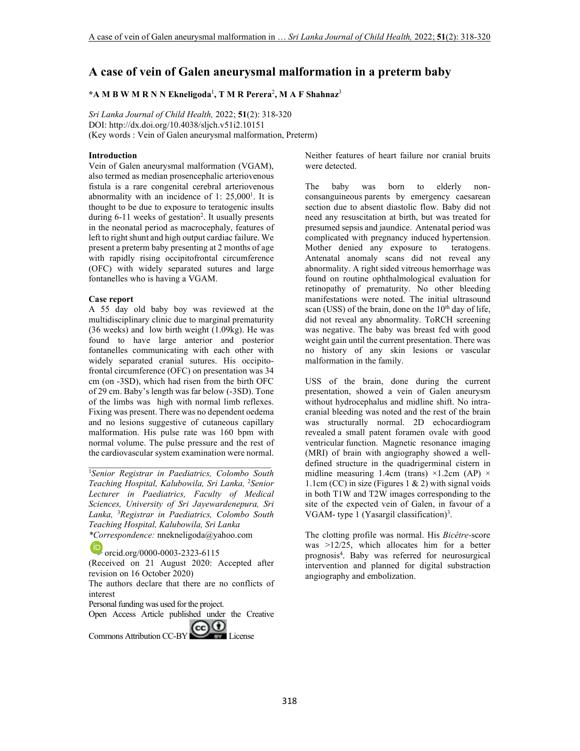# A case of vein of Galen aneurysmal malformation in a preterm baby

**\*A M B W M R N N Ekneligoda[1], T M R Perera[2], M A F Shahnaz[3]**

*Sri Lanka Journal of Child Health,* 2022; **51**(2): 318-320
DOI: http://dx.doi.org/10.4038/sljch.v51i2.10151
(Key words : Vein of Galen aneurysmal malformation, Preterm)

## Introduction

Vein of Galen aneurysmal malformation (VGAM), also termed as median prosencephalic arteriovenous fistula is a rare congenital cerebral arteriovenous abnormality with an incidence of 1: 25,000[1]. It is thought to be due to exposure to teratogenic insults during 6-11 weeks of gestation[2]. It usually presents in the neonatal period as macrocephaly, features of left to right shunt and high output cardiac failure. We present a preterm baby presenting at 2 months of age with rapidly rising occipitofrontal circumference (OFC) with widely separated sutures and large fontanelles who is having a VGAM.

## Case report

A 55 day old baby boy was reviewed at the multidisciplinary clinic due to marginal prematurity (36 weeks) and low birth weight (1.09kg). He was found to have large anterior and posterior fontanelles communicating with each other with widely separated cranial sutures. His occipito-frontal circumference (OFC) on presentation was 34 cm (on -3SD), which had risen from the birth OFC of 29 cm. Baby's length was far below (-3SD). Tone of the limbs was high with normal limb reflexes. Fixing was present. There was no dependent oedema and no lesions suggestive of cutaneous capillary malformation. His pulse rate was 160 bpm with normal volume. The pulse pressure and the rest of the cardiovascular system examination were normal. Neither features of heart failure nor cranial bruits were detected.

The baby was born to elderly non-consanguineous parents by emergency caesarean section due to absent diastolic flow. Baby did not need any resuscitation at birth, but was treated for presumed sepsis and jaundice. Antenatal period was complicated with pregnancy induced hypertension. Mother denied any exposure to teratogens. Antenatal anomaly scans did not reveal any abnormality. A right sided vitreous hemorrhage was found on routine ophthalmological evaluation for retinopathy of prematurity. No other bleeding manifestations were noted. The initial ultrasound scan (USS) of the brain, done on the 10th day of life, did not reveal any abnormality. ToRCH screening was negative. The baby was breast fed with good weight gain until the current presentation. There was no history of any skin lesions or vascular malformation in the family.

USS of the brain, done during the current presentation, showed a vein of Galen aneurysm without hydrocephalus and midline shift. No intra-cranial bleeding was noted and the rest of the brain was structurally normal. 2D echocardiogram revealed a small patent foramen ovale with good ventricular function. Magnetic resonance imaging (MRI) of brain with angiography showed a well-defined structure in the quadrigerminal cistern in midline measuring 1.4cm (trans) ×1.2cm (AP) × 1.1cm (CC) in size (Figures 1 & 2) with signal voids in both T1W and T2W images corresponding to the site of the expected vein of Galen, in favour of a VGAM- type 1 (Yasargil classification)[3].

The clotting profile was normal. His *Bicêtre*-score was >12/25, which allocates him for a better prognosis[4]. Baby was referred for neurosurgical intervention and planned for digital substraction angiography and embolization.

---

[1]*Senior Registrar in Paediatrics, Colombo South Teaching Hospital, Kalubowila, Sri Lanka,* [2]*Senior Lecturer in Paediatrics, Faculty of Medical Sciences, University of Sri Jayewardenepura, Sri Lanka,* [3]*Registrar in Paediatrics, Colombo South Teaching Hospital, Kalubowila, Sri Lanka*
*\*Correspondence:* nnekneligoda@yahoo.com
orcid.org/0000-0003-2323-6115
(Received on 21 August 2020: Accepted after revision on 16 October 2020)
The authors declare that there are no conflicts of interest
Personal funding was used for the project.
Open Access Article published under the Creative Commons Attribution CC-BY License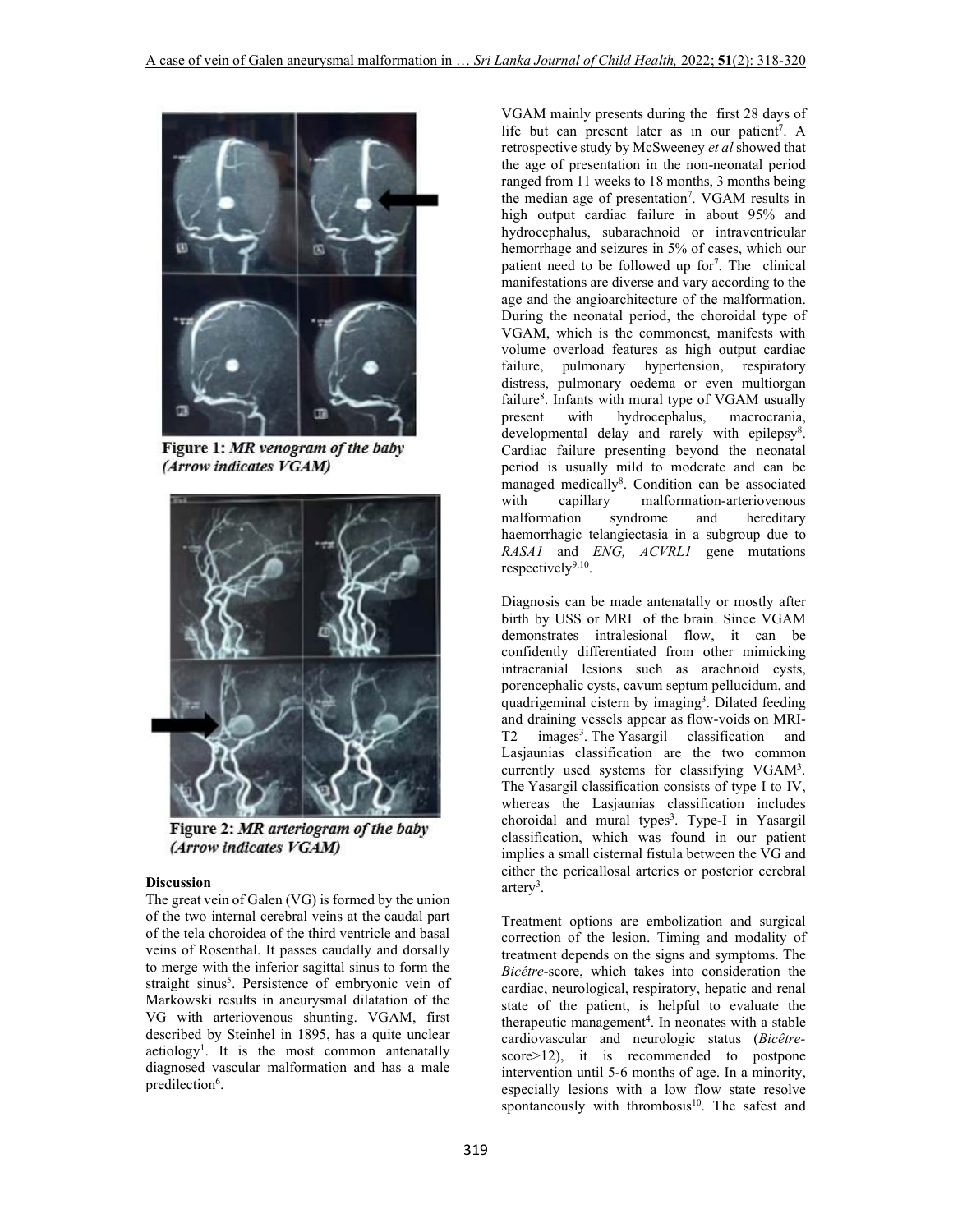Figure 1: *MR venogram of the baby (Arrow indicates VGAM)*

Figure 2: *MR arteriogram of the baby (Arrow indicates VGAM)*

## Discussion

The great vein of Galen (VG) is formed by the union of the two internal cerebral veins at the caudal part of the tela choroidea of the third ventricle and basal veins of Rosenthal. It passes caudally and dorsally to merge with the inferior sagittal sinus to form the straight sinus[5]. Persistence of embryonic vein of Markowski results in aneurysmal dilatation of the VG with arteriovenous shunting. VGAM, first described by Steinhel in 1895, has a quite unclear aetiology[1]. It is the most common antenatally diagnosed vascular malformation and has a male predilection[6].

VGAM mainly presents during the first 28 days of life but can present later as in our patient[7]. A retrospective study by McSweeney *et al* showed that the age of presentation in the non-neonatal period ranged from 11 weeks to 18 months, 3 months being the median age of presentation[7]. VGAM results in high output cardiac failure in about 95% and hydrocephalus, subarachnoid or intraventricular hemorrhage and seizures in 5% of cases, which our patient need to be followed up for[7]. The clinical manifestations are diverse and vary according to the age and the angioarchitecture of the malformation. During the neonatal period, the choroidal type of VGAM, which is the commonest, manifests with volume overload features as high output cardiac failure, pulmonary hypertension, respiratory distress, pulmonary oedema or even multiorgan failure[8]. Infants with mural type of VGAM usually present with hydrocephalus, macrocrania, developmental delay and rarely with epilepsy[8]. Cardiac failure presenting beyond the neonatal period is usually mild to moderate and can be managed medically[8]. Condition can be associated with capillary malformation-arteriovenous malformation syndrome and hereditary haemorrhagic telangiectasia in a subgroup due to *RASA1* and *ENG, ACVRL1* gene mutations respectively[9,10].

Diagnosis can be made antenatally or mostly after birth by USS or MRI of the brain. Since VGAM demonstrates intralesional flow, it can be confidently differentiated from other mimicking intracranial lesions such as arachnoid cysts, porencephalic cysts, cavum septum pellucidum, and quadrigeminal cistern by imaging[3]. Dilated feeding and draining vessels appear as flow-voids on MRI-T2 images[3]. The Yasargil classification and Lasjaunias classification are the two common currently used systems for classifying VGAM[3]. The Yasargil classification consists of type I to IV, whereas the Lasjaunias classification includes choroidal and mural types[3]. Type-I in Yasargil classification, which was found in our patient implies a small cisternal fistula between the VG and either the pericallosal arteries or posterior cerebral artery[3].

Treatment options are embolization and surgical correction of the lesion. Timing and modality of treatment depends on the signs and symptoms. The *Bicêtre*-score, which takes into consideration the cardiac, neurological, respiratory, hepatic and renal state of the patient, is helpful to evaluate the therapeutic management[4]. In neonates with a stable cardiovascular and neurologic status (*Bicêtre*-score>12), it is recommended to postpone intervention until 5-6 months of age. In a minority, especially lesions with a low flow state resolve spontaneously with thrombosis[10]. The safest and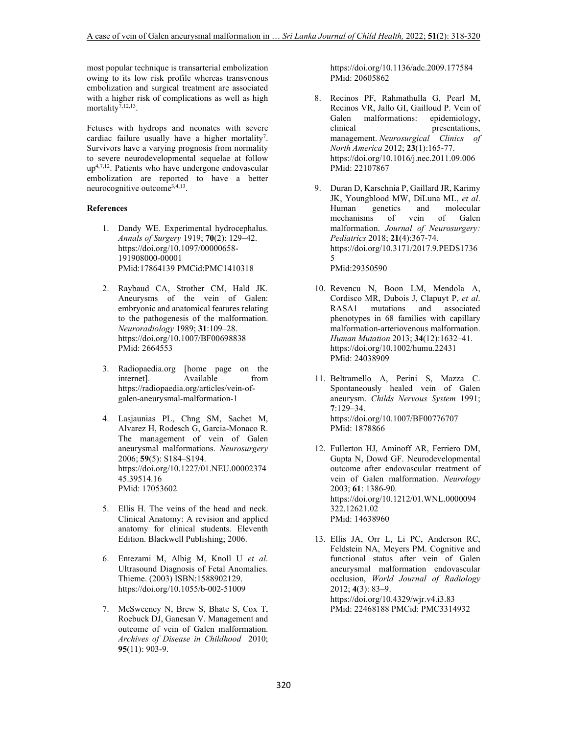most popular technique is transarterial embolization owing to its low risk profile whereas transvenous embolization and surgical treatment are associated with a higher risk of complications as well as high mortality[7,12,13].

Fetuses with hydrops and neonates with severe cardiac failure usually have a higher mortality[7]. Survivors have a varying prognosis from normality to severe neurodevelopmental sequelae at follow up[4,7,12]. Patients who have undergone endovascular embolization are reported to have a better neurocognitive outcome[3,4,13].

**References**

1. Dandy WE. Experimental hydrocephalus. *Annals of Surgery* 1919; **70**(2): 129–42. https://doi.org/10.1097/00000658-191908000-00001 PMid:17864139 PMCid:PMC1410318

2. Raybaud CA, Strother CM, Hald JK. Aneurysms of the vein of Galen: embryonic and anatomical features relating to the pathogenesis of the malformation. *Neuroradiology* 1989; **31**:109–28. https://doi.org/10.1007/BF00698838 PMid: 2664553

3. Radiopaedia.org [home page on the internet]. Available from https://radiopaedia.org/articles/vein-of-galen-aneurysmal-malformation-1

4. Lasjaunias PL, Chng SM, Sachet M, Alvarez H, Rodesch G, Garcia-Monaco R. The management of vein of Galen aneurysmal malformations. *Neurosurgery* 2006; **59**(5): S184–S194. https://doi.org/10.1227/01.NEU.0000237445.39514.16 PMid: 17053602

5. Ellis H. The veins of the head and neck. Clinical Anatomy: A revision and applied anatomy for clinical students. Eleventh Edition. Blackwell Publishing; 2006.

6. Entezami M, Albig M, Knoll U *et al*. Ultrasound Diagnosis of Fetal Anomalies. Thieme. (2003) ISBN:1588902129. https://doi.org/10.1055/b-002-51009

7. McSweeney N, Brew S, Bhate S, Cox T, Roebuck DJ, Ganesan V. Management and outcome of vein of Galen malformation. *Archives of Disease in Childhood* 2010; **95**(11): 903-9. https://doi.org/10.1136/adc.2009.177584 PMid: 20605862

8. Recinos PF, Rahmathulla G, Pearl M, Recinos VR, Jallo GI, Gailloud P. Vein of Galen malformations: epidemiology, clinical presentations, management. *Neurosurgical Clinics of North America* 2012; **23**(1):165-77. https://doi.org/10.1016/j.nec.2011.09.006 PMid: 22107867

9. Duran D, Karschnia P, Gaillard JR, Karimy JK, Youngblood MW, DiLuna ML, *et al*. Human genetics and molecular mechanisms of vein of Galen malformation. *Journal of Neurosurgery: Pediatrics* 2018; **21**(4):367-74. https://doi.org/10.3171/2017.9.PEDS17365 PMid:29350590

10. Revencu N, Boon LM, Mendola A, Cordisco MR, Dubois J, Clapuyt P, *et al*. RASA1 mutations and associated phenotypes in 68 families with capillary malformation-arteriovenous malformation. *Human Mutation* 2013; **34**(12):1632–41. https://doi.org/10.1002/humu.22431 PMid: 24038909

11. Beltramello A, Perini S, Mazza C. Spontaneously healed vein of Galen aneurysm. *Childs Nervous System* 1991; **7**:129–34. https://doi.org/10.1007/BF00776707 PMid: 1878866

12. Fullerton HJ, Aminoff AR, Ferriero DM, Gupta N, Dowd GF. Neurodevelopmental outcome after endovascular treatment of vein of Galen malformation. *Neurology* 2003; **61**: 1386-90. https://doi.org/10.1212/01.WNL.0000094322.12621.02 PMid: 14638960

13. Ellis JA, Orr L, Li PC, Anderson RC, Feldstein NA, Meyers PM. Cognitive and functional status after vein of Galen aneurysmal malformation endovascular occlusion, *World Journal of Radiology* 2012; **4**(3): 83–9. https://doi.org/10.4329/wjr.v4.i3.83 PMid: 22468188 PMCid: PMC3314932